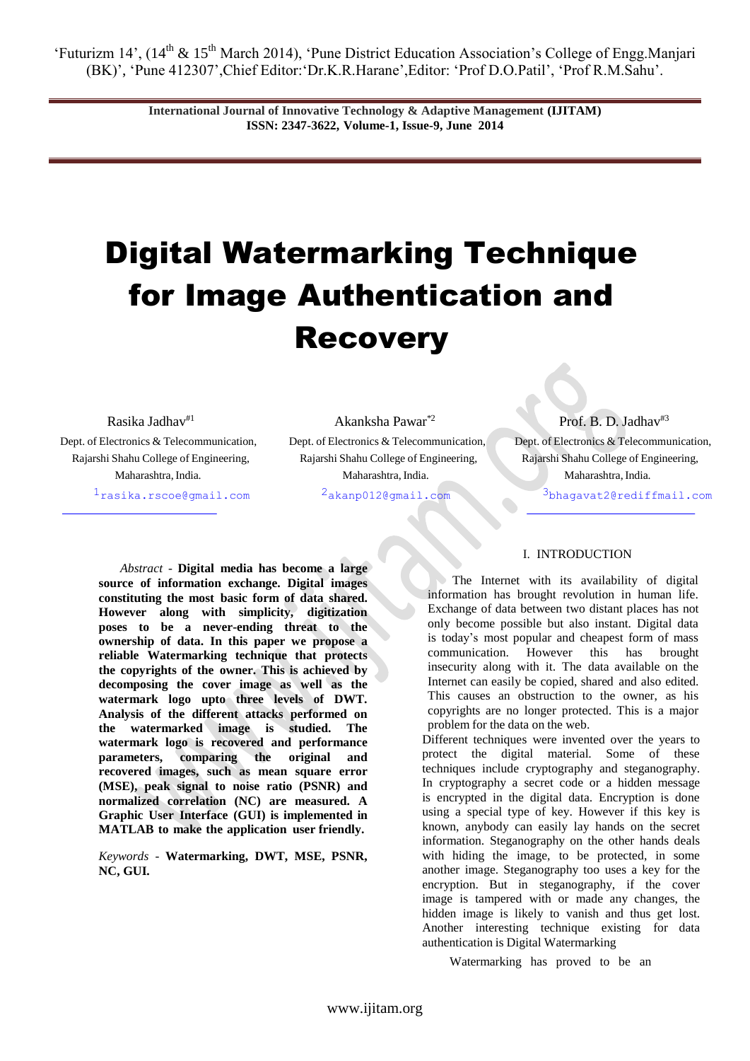# Digital Watermarking Technique for Image Authentication and Recovery

Rasika Jadhav[#1]
Dept. of Electronics & Telecommunication,
Rajarshi Shahu College of Engineering,
Maharashtra, India.
[1]rasika.rscoe@gmail.com

Akanksha Pawar[*2]
Dept. of Electronics & Telecommunication,
Rajarshi Shahu College of Engineering,
Maharashtra, India.
[2]akanp012@gmail.com

Prof. B. D. Jadhav[#3]
Dept. of Electronics & Telecommunication,
Rajarshi Shahu College of Engineering,
Maharashtra, India.
[3]bhagavat2@rediffmail.com

*Abstract* - **Digital media has become a large source of information exchange. Digital images constituting the most basic form of data shared. However along with simplicity, digitization poses to be a never-ending threat to the ownership of data. In this paper we propose a reliable Watermarking technique that protects the copyrights of the owner. This is achieved by decomposing the cover image as well as the watermark logo upto three levels of DWT. Analysis of the different attacks performed on the watermarked image is studied. The watermark logo is recovered and performance parameters, comparing the original and recovered images, such as mean square error (MSE), peak signal to noise ratio (PSNR) and normalized correlation (NC) are measured. A Graphic User Interface (GUI) is implemented in MATLAB to make the application user friendly.**

*Keywords* - **Watermarking, DWT, MSE, PSNR, NC, GUI.**

## I. INTRODUCTION

The Internet with its availability of digital information has brought revolution in human life. Exchange of data between two distant places has not only become possible but also instant. Digital data is today's most popular and cheapest form of mass communication. However this has brought insecurity along with it. The data available on the Internet can easily be copied, shared and also edited. This causes an obstruction to the owner, as his copyrights are no longer protected. This is a major problem for the data on the web.

Different techniques were invented over the years to protect the digital material. Some of these techniques include cryptography and steganography. In cryptography a secret code or a hidden message is encrypted in the digital data. Encryption is done using a special type of key. However if this key is known, anybody can easily lay hands on the secret information. Steganography on the other hands deals with hiding the image, to be protected, in some another image. Steganography too uses a key for the encryption. But in steganography, if the cover image is tampered with or made any changes, the hidden image is likely to vanish and thus get lost. Another interesting technique existing for data authentication is Digital Watermarking

Watermarking has proved to be an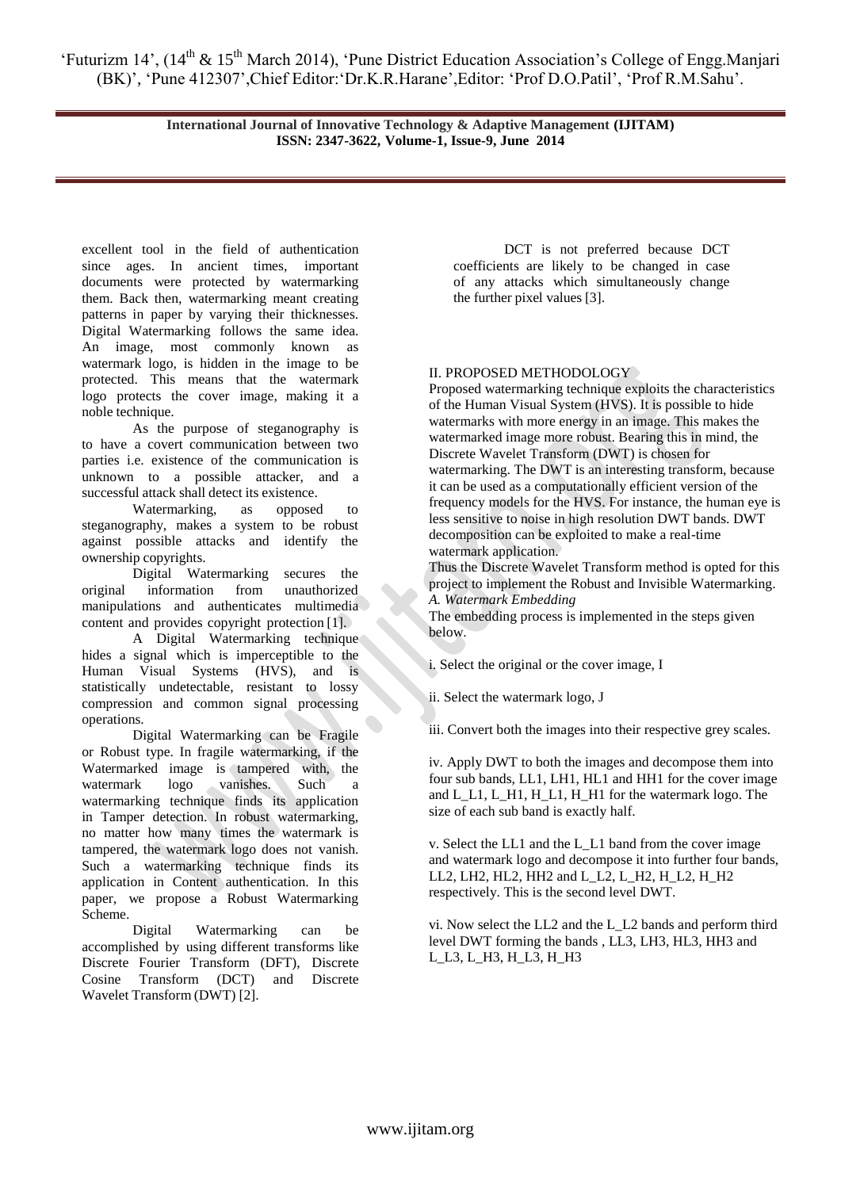excellent tool in the field of authentication since ages. In ancient times, important documents were protected by watermarking them. Back then, watermarking meant creating patterns in paper by varying their thicknesses. Digital Watermarking follows the same idea. An image, most commonly known as watermark logo, is hidden in the image to be protected. This means that the watermark logo protects the cover image, making it a noble technique.

As the purpose of steganography is to have a covert communication between two parties i.e. existence of the communication is unknown to a possible attacker, and a successful attack shall detect its existence.

Watermarking, as opposed to steganography, makes a system to be robust against possible attacks and identify the ownership copyrights.

Digital Watermarking secures the original information from unauthorized manipulations and authenticates multimedia content and provides copyright protection [1].

A Digital Watermarking technique hides a signal which is imperceptible to the Human Visual Systems (HVS), and is statistically undetectable, resistant to lossy compression and common signal processing operations.

Digital Watermarking can be Fragile or Robust type. In fragile watermarking, if the Watermarked image is tampered with, the watermark logo vanishes. Such a watermarking technique finds its application in Tamper detection. In robust watermarking, no matter how many times the watermark is tampered, the watermark logo does not vanish. Such a watermarking technique finds its application in Content authentication. In this paper, we propose a Robust Watermarking Scheme.

Digital Watermarking can be accomplished by using different transforms like Discrete Fourier Transform (DFT), Discrete Cosine Transform (DCT) and Discrete Wavelet Transform (DWT) [2].

DCT is not preferred because DCT coefficients are likely to be changed in case of any attacks which simultaneously change the further pixel values [3].

## II. PROPOSED METHODOLOGY

Proposed watermarking technique exploits the characteristics of the Human Visual System (HVS). It is possible to hide watermarks with more energy in an image. This makes the watermarked image more robust. Bearing this in mind, the Discrete Wavelet Transform (DWT) is chosen for watermarking. The DWT is an interesting transform, because it can be used as a computationally efficient version of the frequency models for the HVS. For instance, the human eye is less sensitive to noise in high resolution DWT bands. DWT decomposition can be exploited to make a real-time watermark application.

Thus the Discrete Wavelet Transform method is opted for this project to implement the Robust and Invisible Watermarking.

### *A. Watermark Embedding*

The embedding process is implemented in the steps given below.

i. Select the original or the cover image, I

ii. Select the watermark logo, J

iii. Convert both the images into their respective grey scales.

iv. Apply DWT to both the images and decompose them into four sub bands, LL1, LH1, HL1 and HH1 for the cover image and L_L1, L_H1, H_L1, H_H1 for the watermark logo. The size of each sub band is exactly half.

v. Select the LL1 and the L_L1 band from the cover image and watermark logo and decompose it into further four bands, LL2, LH2, HL2, HH2 and L_L2, L_H2, H_L2, H_H2 respectively. This is the second level DWT.

vi. Now select the LL2 and the L_L2 bands and perform third level DWT forming the bands , LL3, LH3, HL3, HH3 and L_L3, L_H3, H_L3, H_H3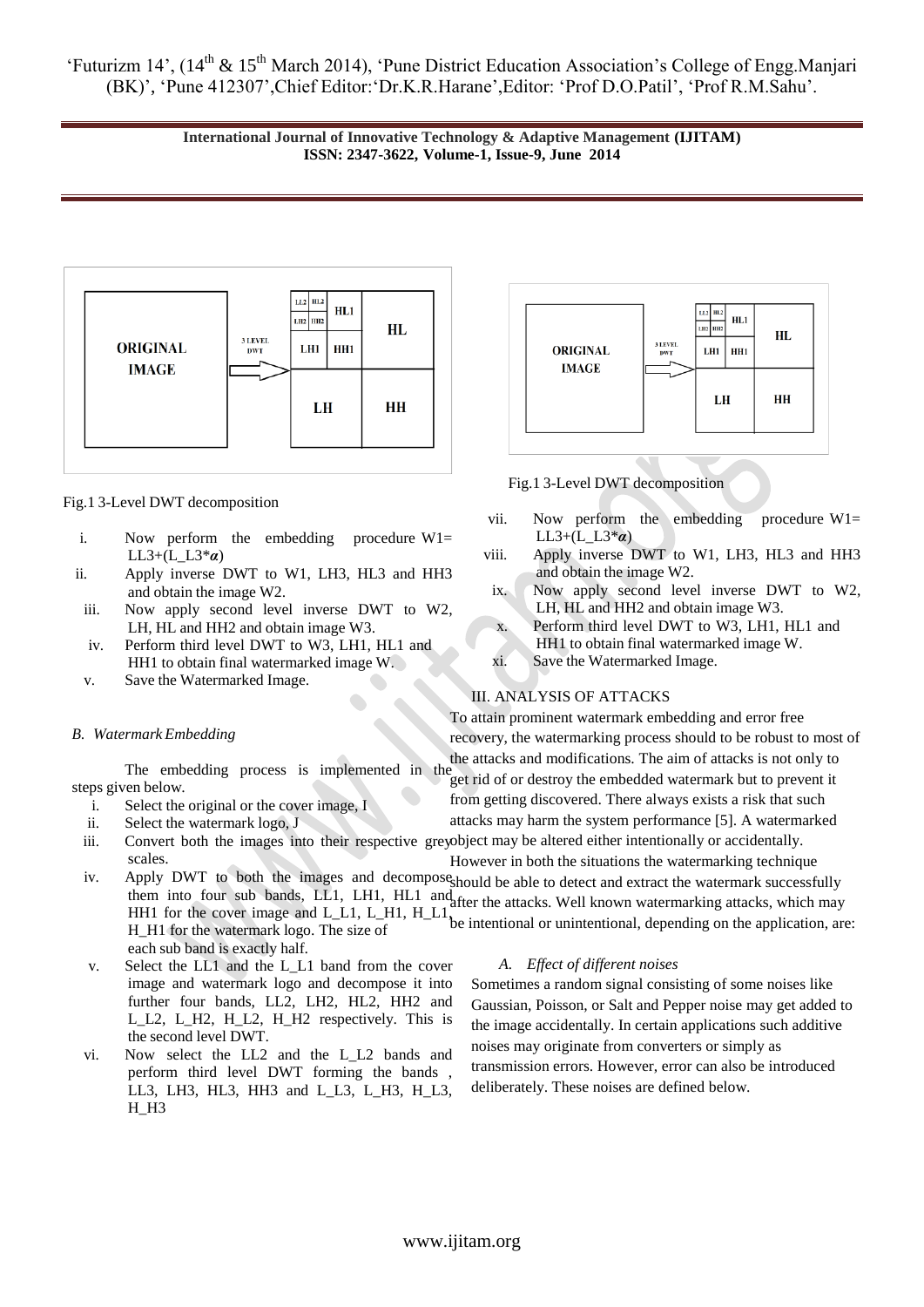Fig.1 3-Level DWT decomposition

i. Now perform the embedding procedure W1= LL3+(L_L3*$\alpha$)
ii. Apply inverse DWT to W1, LH3, HL3 and HH3 and obtain the image W2.
iii. Now apply second level inverse DWT to W2, LH, HL and HH2 and obtain image W3.
iv. Perform third level DWT to W3, LH1, HL1 and HH1 to obtain final watermarked image W.
v. Save the Watermarked Image.

### *B. Watermark Embedding*

The embedding process is implemented in the steps given below.

i. Select the original or the cover image, I
ii. Select the watermark logo, J
iii. Convert both the images into their respective grey scales.
iv. Apply DWT to both the images and decompose them into four sub bands, LL1, LH1, HL1 and HH1 for the cover image and L_L1, L_H1, H_L1, H_H1 for the watermark logo. The size of each sub band is exactly half.
v. Select the LL1 and the L_L1 band from the cover image and watermark logo and decompose it into further four bands, LL2, LH2, HL2, HH2 and L_L2, L_H2, H_L2, H_H2 respectively. This is the second level DWT.
vi. Now select the LL2 and the L_L2 bands and perform third level DWT forming the bands , LL3, LH3, HL3, HH3 and L_L3, L_H3, H_L3, H_H3

Fig.1 3-Level DWT decomposition

vii. Now perform the embedding procedure W1= LL3+(L_L3*$\alpha$)
viii. Apply inverse DWT to W1, LH3, HL3 and HH3 and obtain the image W2.
ix. Now apply second level inverse DWT to W2, LH, HL and HH2 and obtain image W3.
x. Perform third level DWT to W3, LH1, HL1 and HH1 to obtain final watermarked image W.
xi. Save the Watermarked Image.

## III. ANALYSIS OF ATTACKS

To attain prominent watermark embedding and error free recovery, the watermarking process should to be robust to most of the attacks and modifications. The aim of attacks is not only to get rid of or destroy the embedded watermark but to prevent it from getting discovered. There always exists a risk that such attacks may harm the system performance [5]. A watermarked object may be altered either intentionally or accidentally. However in both the situations the watermarking technique should be able to detect and extract the watermark successfully after the attacks. Well known watermarking attacks, which may be intentional or unintentional, depending on the application, are:

### *A. Effect of different noises*

Sometimes a random signal consisting of some noises like Gaussian, Poisson, or Salt and Pepper noise may get added to the image accidentally. In certain applications such additive noises may originate from converters or simply as transmission errors. However, error can also be introduced deliberately. These noises are defined below.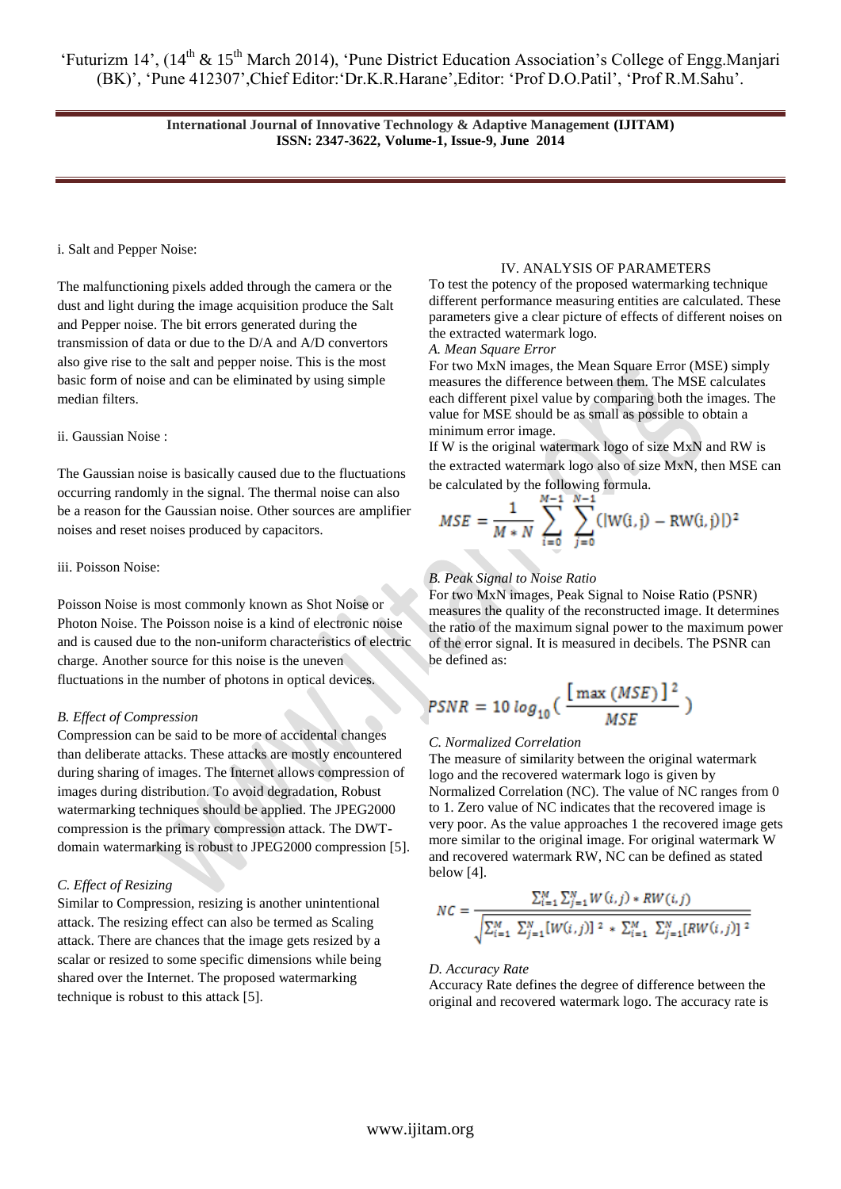i. Salt and Pepper Noise:

The malfunctioning pixels added through the camera or the dust and light during the image acquisition produce the Salt and Pepper noise. The bit errors generated during the transmission of data or due to the D/A and A/D convertors also give rise to the salt and pepper noise. This is the most basic form of noise and can be eliminated by using simple median filters.

ii. Gaussian Noise :

The Gaussian noise is basically caused due to the fluctuations occurring randomly in the signal. The thermal noise can also be a reason for the Gaussian noise. Other sources are amplifier noises and reset noises produced by capacitors.

iii. Poisson Noise:

Poisson Noise is most commonly known as Shot Noise or Photon Noise. The Poisson noise is a kind of electronic noise and is caused due to the non-uniform characteristics of electric charge. Another source for this noise is the uneven fluctuations in the number of photons in optical devices.

*B. Effect of Compression*

Compression can be said to be more of accidental changes than deliberate attacks. These attacks are mostly encountered during sharing of images. The Internet allows compression of images during distribution. To avoid degradation, Robust watermarking techniques should be applied. The JPEG2000 compression is the primary compression attack. The DWT-domain watermarking is robust to JPEG2000 compression [5].

*C. Effect of Resizing*

Similar to Compression, resizing is another unintentional attack. The resizing effect can also be termed as Scaling attack. There are chances that the image gets resized by a scalar or resized to some specific dimensions while being shared over the Internet. The proposed watermarking technique is robust to this attack [5].

## IV. ANALYSIS OF PARAMETERS

To test the potency of the proposed watermarking technique different performance measuring entities are calculated. These parameters give a clear picture of effects of different noises on the extracted watermark logo.

*A. Mean Square Error*

For two MxN images, the Mean Square Error (MSE) simply measures the difference between them. The MSE calculates each different pixel value by comparing both the images. The value for MSE should be as small as possible to obtain a minimum error image.

If W is the original watermark logo of size MxN and RW is the extracted watermark logo also of size MxN, then MSE can be calculated by the following formula.

$$MSE = \frac{1}{M * N} \sum_{i=0}^{M-1} \sum_{j=0}^{N-1} (|W(i,j) - RW(i,j)|)^2$$

*B. Peak Signal to Noise Ratio*

For two MxN images, Peak Signal to Noise Ratio (PSNR) measures the quality of the reconstructed image. It determines the ratio of the maximum signal power to the maximum power of the error signal. It is measured in decibels. The PSNR can be defined as:

$$PSNR = 10 \, log_{10} \left( \frac{[\max(MSE)]^2}{MSE} \right)$$

*C. Normalized Correlation*

The measure of similarity between the original watermark logo and the recovered watermark logo is given by Normalized Correlation (NC). The value of NC ranges from 0 to 1. Zero value of NC indicates that the recovered image is very poor. As the value approaches 1 the recovered image gets more similar to the original image. For original watermark W and recovered watermark RW, NC can be defined as stated below [4].

$$NC = \frac{\sum_{i=1}^{M} \sum_{j=1}^{N} W(i,j) * RW(i,j)}{\sqrt{\sum_{i=1}^{M} \sum_{j=1}^{N} [W(i,j)]^2 * \sum_{i=1}^{M} \sum_{j=1}^{N} [RW(i,j)]^2}}$$

*D. Accuracy Rate*

Accuracy Rate defines the degree of difference between the original and recovered watermark logo. The accuracy rate is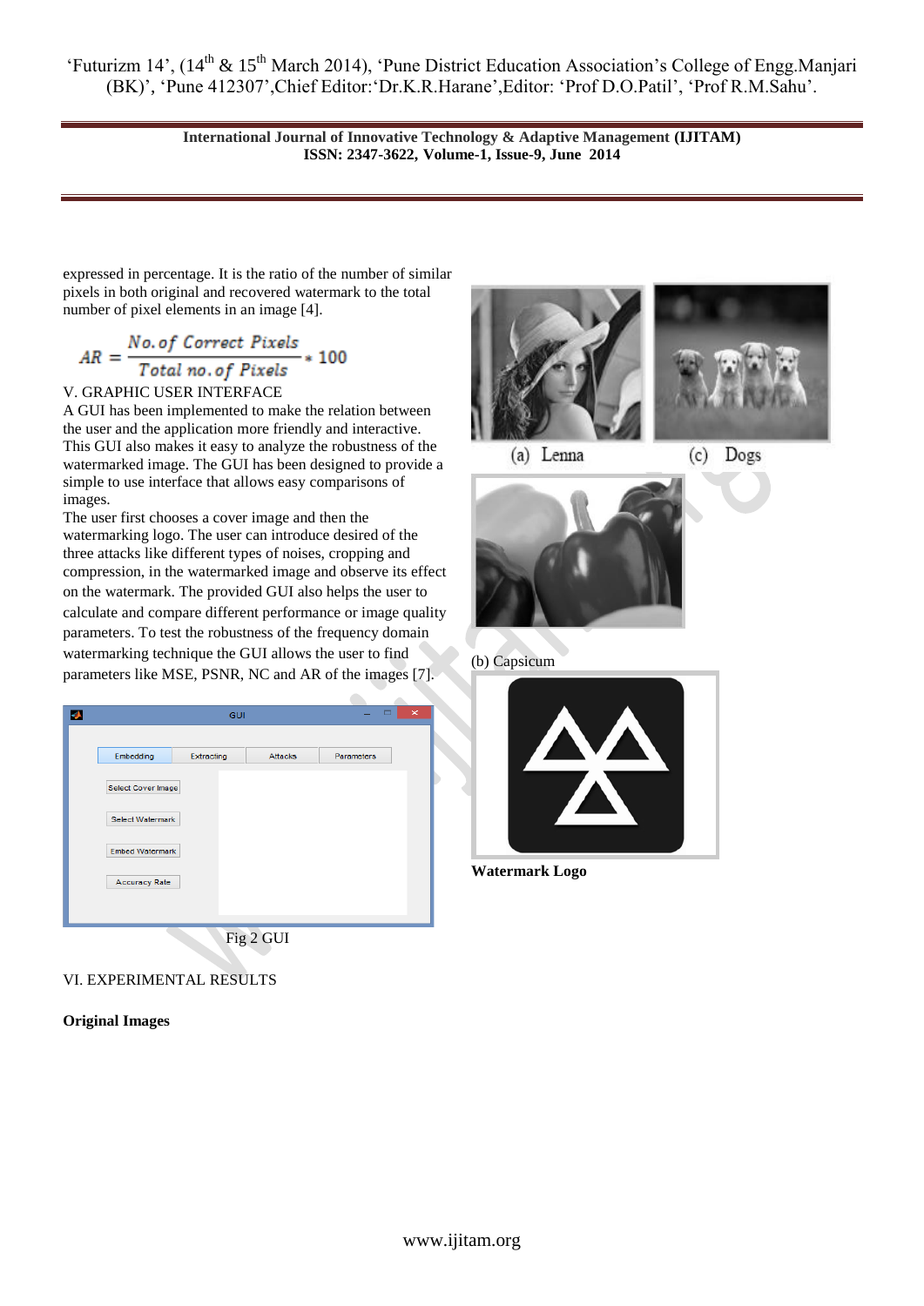expressed in percentage. It is the ratio of the number of similar pixels in both original and recovered watermark to the total number of pixel elements in an image [4].

$$AR = \frac{No.of\ Correct\ Pixels}{Total\ no.of\ Pixels} * 100$$

## V. GRAPHIC USER INTERFACE

A GUI has been implemented to make the relation between the user and the application more friendly and interactive. This GUI also makes it easy to analyze the robustness of the watermarked image. The GUI has been designed to provide a simple to use interface that allows easy comparisons of images.

The user first chooses a cover image and then the watermarking logo. The user can introduce desired of the three attacks like different types of noises, cropping and compression, in the watermarked image and observe its effect on the watermark. The provided GUI also helps the user to calculate and compare different performance or image quality parameters. To test the robustness of the frequency domain watermarking technique the GUI allows the user to find parameters like MSE, PSNR, NC and AR of the images [7].

Fig 2 GUI

## VI. EXPERIMENTAL RESULTS

**Original Images**

(a) Lenna

(c) Dogs

(b) Capsicum

**Watermark Logo**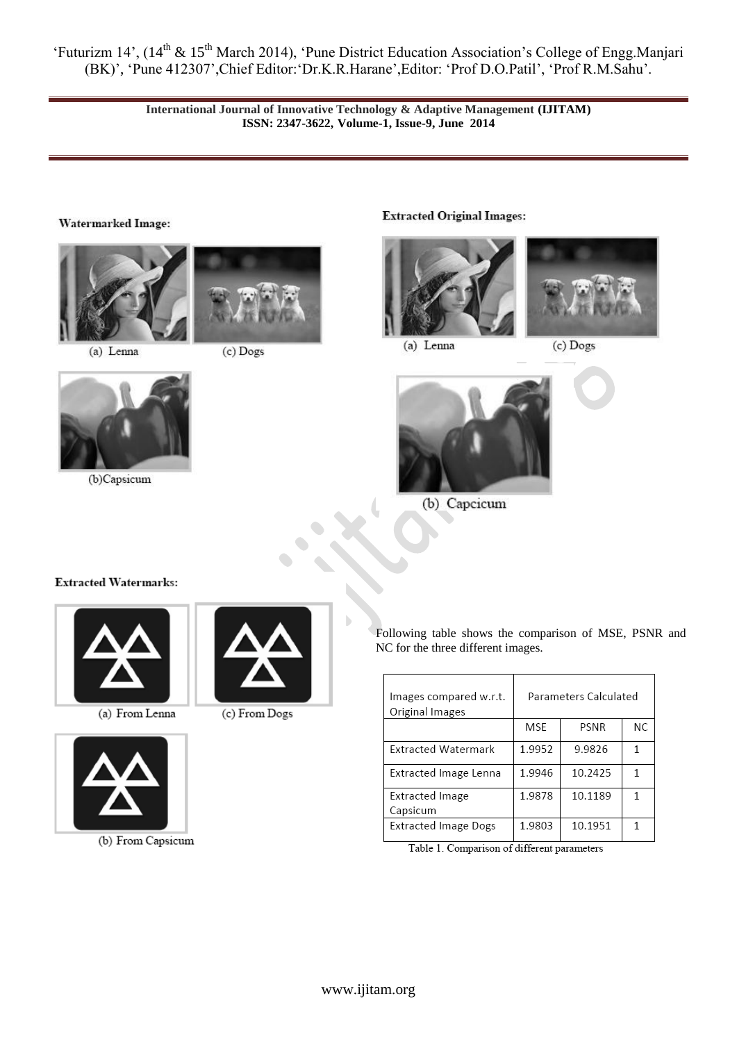**Watermarked Image:**

(a) Lenna (c) Dogs

(b)Capsicum

**Extracted Original Images:**

(a) Lenna (c) Dogs

(b) Capcicum

**Extracted Watermarks:**

(a) From Lenna (c) From Dogs

(b) From Capsicum

Following table shows the comparison of MSE, PSNR and NC for the three different images.

| Images compared w.r.t. Original Images | Parameters Calculated | | |
|---|---|---|---|
| | MSE | PSNR | NC |
| Extracted Watermark | 1.9952 | 9.9826 | 1 |
| Extracted Image Lenna | 1.9946 | 10.2425 | 1 |
| Extracted Image Capsicum | 1.9878 | 10.1189 | 1 |
| Extracted Image Dogs | 1.9803 | 10.1951 | 1 |

Table 1. Comparison of different parameters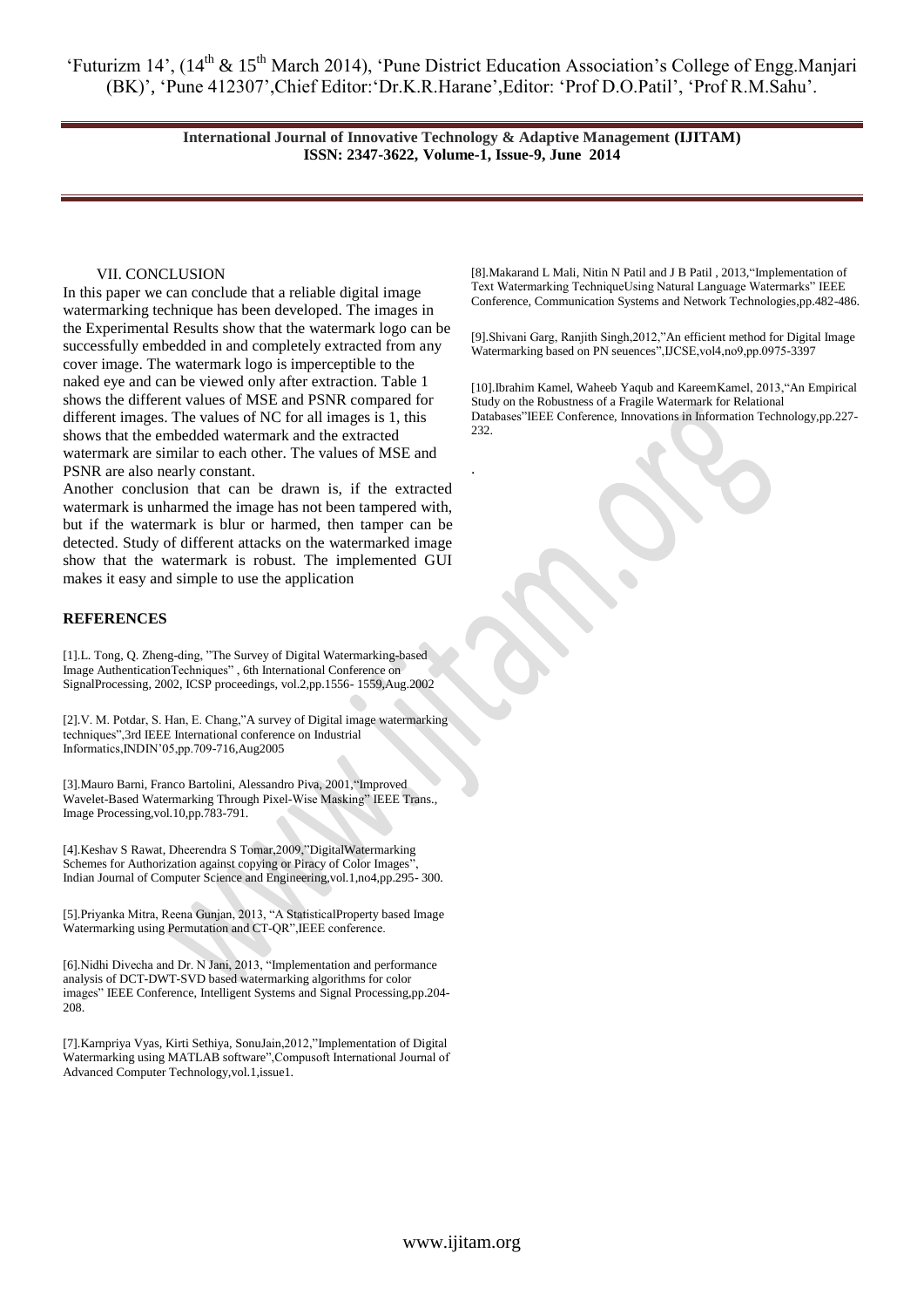## VII. CONCLUSION

In this paper we can conclude that a reliable digital image watermarking technique has been developed. The images in the Experimental Results show that the watermark logo can be successfully embedded in and completely extracted from any cover image. The watermark logo is imperceptible to the naked eye and can be viewed only after extraction. Table 1 shows the different values of MSE and PSNR compared for different images. The values of NC for all images is 1, this shows that the embedded watermark and the extracted watermark are similar to each other. The values of MSE and PSNR are also nearly constant.

Another conclusion that can be drawn is, if the extracted watermark is unharmed the image has not been tampered with, but if the watermark is blur or harmed, then tamper can be detected. Study of different attacks on the watermarked image show that the watermark is robust. The implemented GUI makes it easy and simple to use the application

## REFERENCES

[1].L. Tong, Q. Zheng-ding, "The Survey of Digital Watermarking-based Image AuthenticationTechniques" , 6th International Conference on SignalProcessing, 2002, ICSP proceedings, vol.2,pp.1556- 1559,Aug.2002

[2].V. M. Potdar, S. Han, E. Chang,"A survey of Digital image watermarking techniques",3rd IEEE International conference on Industrial Informatics,INDIN'05,pp.709-716,Aug2005

[3].Mauro Barni, Franco Bartolini, Alessandro Piva, 2001,"Improved Wavelet-Based Watermarking Through Pixel-Wise Masking" IEEE Trans., Image Processing,vol.10,pp.783-791.

[4].Keshav S Rawat, Dheerendra S Tomar,2009,"DigitalWatermarking Schemes for Authorization against copying or Piracy of Color Images", Indian Journal of Computer Science and Engineering,vol.1,no4,pp.295- 300.

[5].Priyanka Mitra, Reena Gunjan, 2013, "A StatisticalProperty based Image Watermarking using Permutation and CT-QR",IEEE conference.

[6].Nidhi Divecha and Dr. N Jani, 2013, "Implementation and performance analysis of DCT-DWT-SVD based watermarking algorithms for color images" IEEE Conference, Intelligent Systems and Signal Processing,pp.204-208.

[7].Karnpriya Vyas, Kirti Sethiya, SonuJain,2012,"Implementation of Digital Watermarking using MATLAB software",Compusoft International Journal of Advanced Computer Technology,vol.1,issue1.

[8].Makarand L Mali, Nitin N Patil and J B Patil , 2013,"Implementation of Text Watermarking TechniqueUsing Natural Language Watermarks" IEEE Conference, Communication Systems and Network Technologies,pp.482-486.

[9].Shivani Garg, Ranjith Singh,2012,"An efficient method for Digital Image Watermarking based on PN seuences",IJCSE,vol4,no9,pp.0975-3397

[10].Ibrahim Kamel, Waheeb Yaqub and KareemKamel, 2013,"An Empirical Study on the Robustness of a Fragile Watermark for Relational Databases"IEEE Conference, Innovations in Information Technology,pp.227-232.